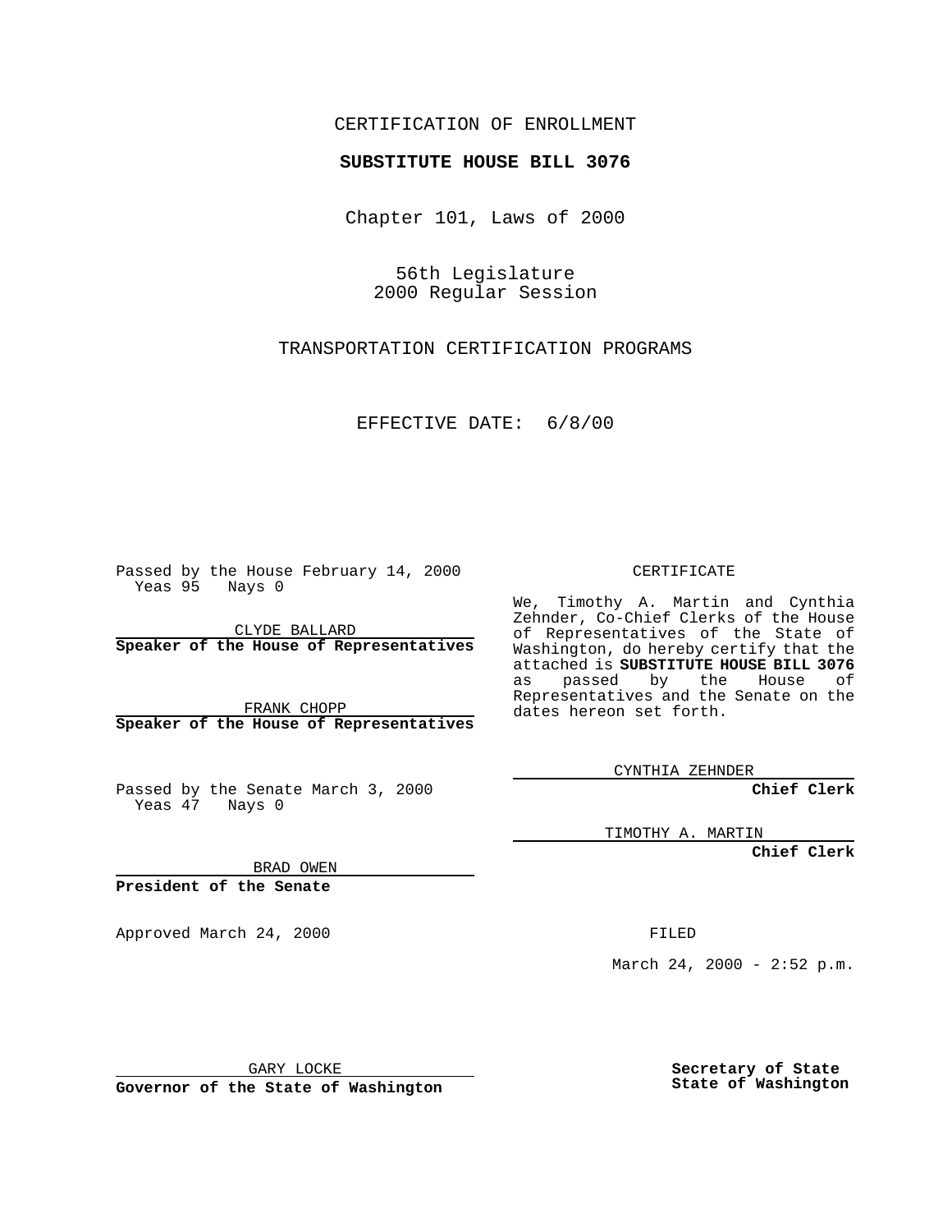CERTIFICATION OF ENROLLMENT

**SUBSTITUTE HOUSE BILL 3076**

Chapter 101, Laws of 2000

56th Legislature
2000 Regular Session

TRANSPORTATION CERTIFICATION PROGRAMS

EFFECTIVE DATE: 6/8/00

Passed by the House February 14, 2000
Yeas 95 Nays 0

CLYDE BALLARD
**Speaker of the House of Representatives**

FRANK CHOPP
**Speaker of the House of Representatives**

Passed by the Senate March 3, 2000
Yeas 47 Nays 0

BRAD OWEN
**President of the Senate**

Approved March 24, 2000

GARY LOCKE
**Governor of the State of Washington**

CERTIFICATE

We, Timothy A. Martin and Cynthia Zehnder, Co-Chief Clerks of the House of Representatives of the State of Washington, do hereby certify that the attached is **SUBSTITUTE HOUSE BILL 3076** as passed by the House of Representatives and the Senate on the dates hereon set forth.

CYNTHIA ZEHNDER
**Chief Clerk**

TIMOTHY A. MARTIN
**Chief Clerk**

FILED

March 24, 2000 - 2:52 p.m.

**Secretary of State**
**State of Washington**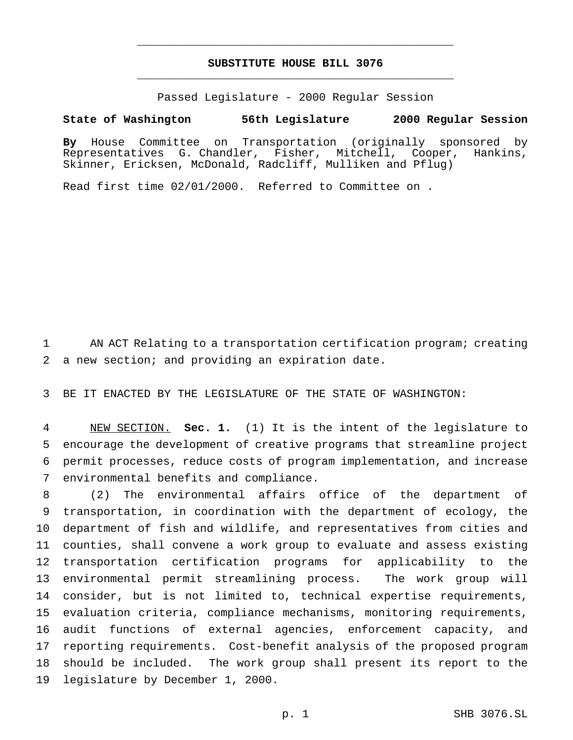**SUBSTITUTE HOUSE BILL 3076**

Passed Legislature - 2000 Regular Session

**State of Washington 56th Legislature 2000 Regular Session**

**By** House Committee on Transportation (originally sponsored by Representatives G. Chandler, Fisher, Mitchell, Cooper, Hankins, Skinner, Ericksen, McDonald, Radcliff, Mulliken and Pflug)

Read first time 02/01/2000. Referred to Committee on .

AN ACT Relating to a transportation certification program; creating a new section; and providing an expiration date.

BE IT ENACTED BY THE LEGISLATURE OF THE STATE OF WASHINGTON:

NEW SECTION. **Sec. 1.** (1) It is the intent of the legislature to encourage the development of creative programs that streamline project permit processes, reduce costs of program implementation, and increase environmental benefits and compliance.

(2) The environmental affairs office of the department of transportation, in coordination with the department of ecology, the department of fish and wildlife, and representatives from cities and counties, shall convene a work group to evaluate and assess existing transportation certification programs for applicability to the environmental permit streamlining process. The work group will consider, but is not limited to, technical expertise requirements, evaluation criteria, compliance mechanisms, monitoring requirements, audit functions of external agencies, enforcement capacity, and reporting requirements. Cost-benefit analysis of the proposed program should be included. The work group shall present its report to the legislature by December 1, 2000.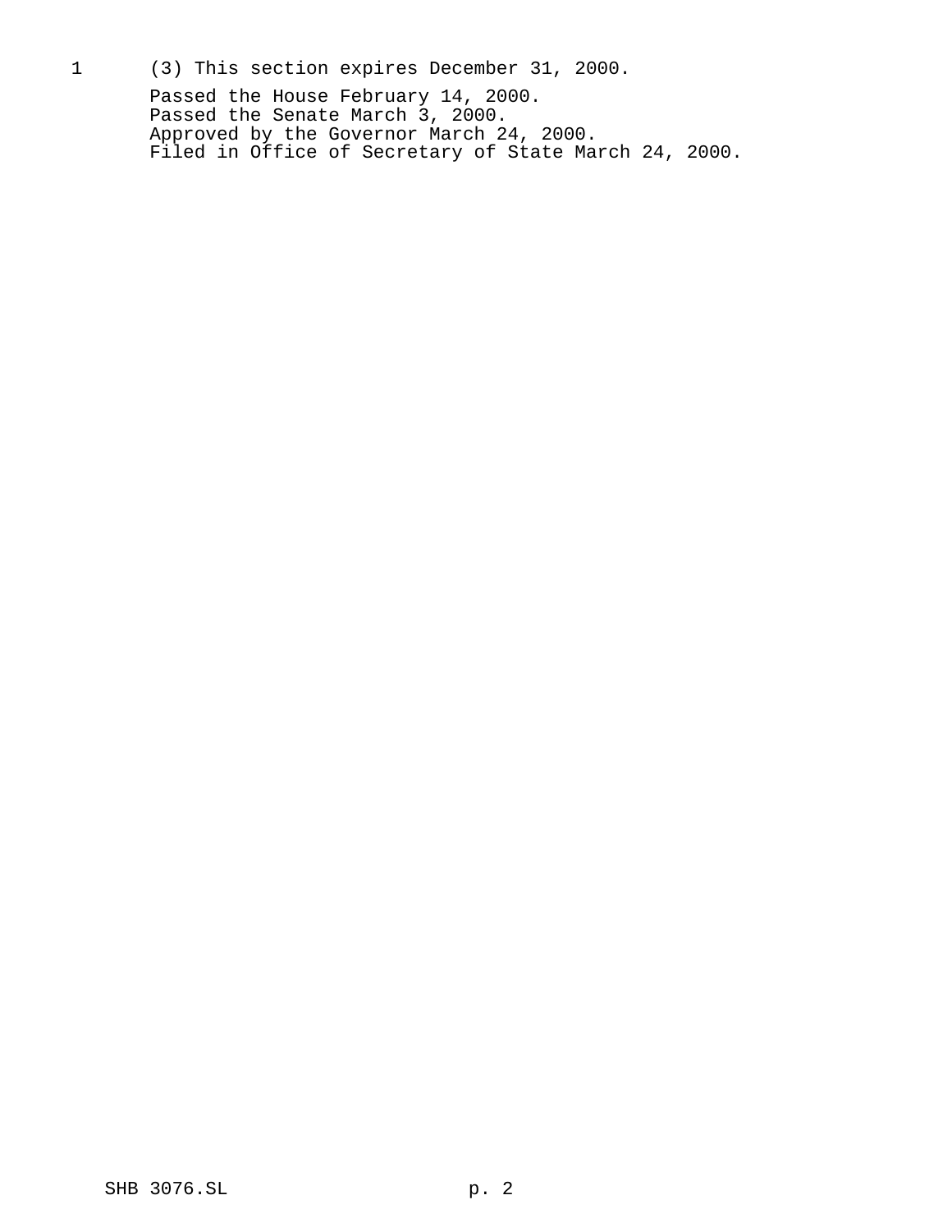(3) This section expires December 31, 2000.

Passed the House February 14, 2000.
Passed the Senate March 3, 2000.
Approved by the Governor March 24, 2000.
Filed in Office of Secretary of State March 24, 2000.